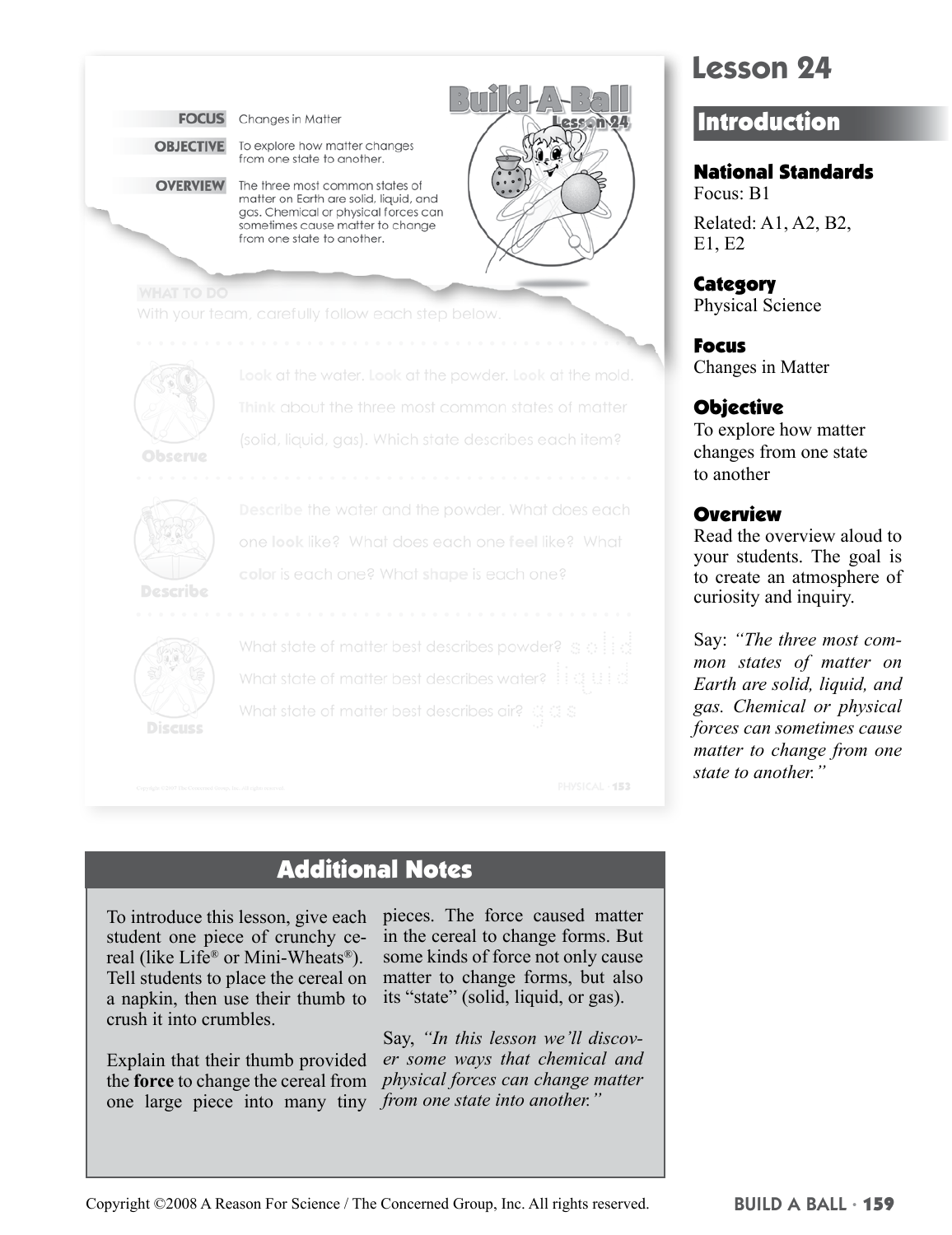# Lesson 24

## Introduction

**FOCUS** Changes in Matter

**OBJECTIVE** To explore how matter changes from one state to another.

**OVERVIEW** The three most common states of matter on Earth are solid, liquid, and gas. Chemical or physical forces can sometimes cause matter to change from one state to another.

**Build A Ball**
Lesson 24

**WHAT TO DO**
With your team, carefully follow each step below.

**Observe**
**Look** at the water. **Look** at the powder. **Look** at the mold. **Think** about the three most common states of matter (solid, liquid, gas). Which state describes each item?

**Describe**
**Describe** the water and the powder. What does each one **look** like? What does each one **feel** like? What **color** is each one? What **shape** is each one?

**Discuss**
What state of matter best describes powder? solid
What state of matter best describes water? liquid
What state of matter best describes air? gas

### National Standards

Focus: B1

Related: A1, A2, B2, E1, E2

### Category

Physical Science

### Focus

Changes in Matter

### Objective

To explore how matter changes from one state to another

### Overview

Read the overview aloud to your students. The goal is to create an atmosphere of curiosity and inquiry.

Say: *"The three most common states of matter on Earth are solid, liquid, and gas. Chemical or physical forces can sometimes cause matter to change from one state to another."*

## Additional Notes

To introduce this lesson, give each student one piece of crunchy cereal (like Life® or Mini-Wheats®). Tell students to place the cereal on a napkin, then use their thumb to crush it into crumbles.

Explain that their thumb provided the **force** to change the cereal from one large piece into many tiny pieces. The force caused matter in the cereal to change forms. But some kinds of force not only cause matter to change forms, but also its "state" (solid, liquid, or gas).

Say, *"In this lesson we'll discover some ways that chemical and physical forces can change matter from one state into another."*

Copyright ©2008 A Reason For Science / The Concerned Group, Inc. All rights reserved.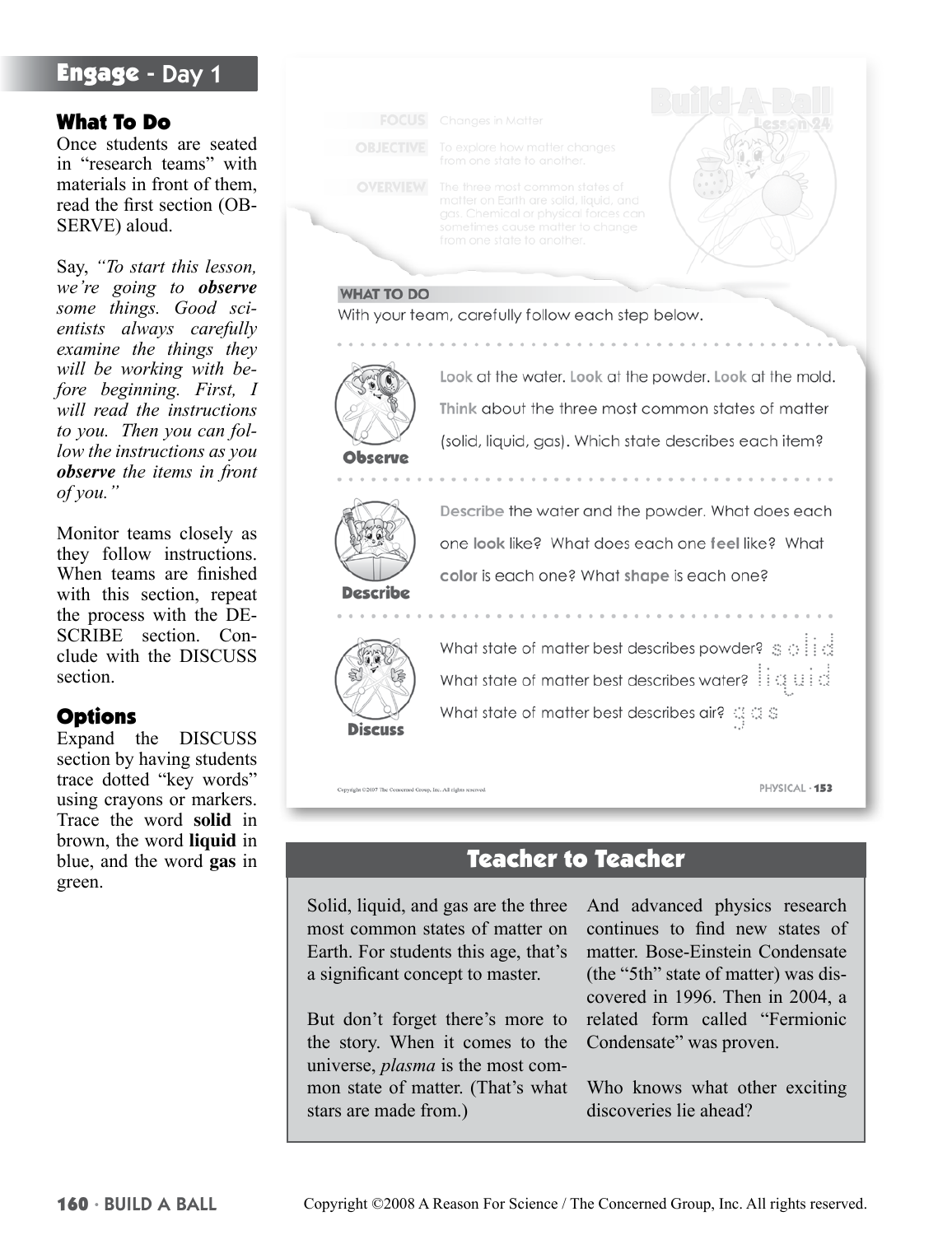## Engage - Day 1

### What To Do

Once students are seated in "research teams" with materials in front of them, read the first section (OBSERVE) aloud.

Say, *"To start this lesson, we're going to **observe** some things. Good scientists always carefully examine the things they will be working with before beginning. First, I will read the instructions to you. Then you can follow the instructions as you **observe** the items in front of you."*

Monitor teams closely as they follow instructions. When teams are finished with this section, repeat the process with the DESCRIBE section. Conclude with the DISCUSS section.

### Options

Expand the DISCUSS section by having students trace dotted "key words" using crayons or markers. Trace the word **solid** in brown, the word **liquid** in blue, and the word **gas** in green.

---

**Build-A-Ball**
Lesson 24

**FOCUS** Changes in Matter

**OBJECTIVE** To explore how matter changes from one state to another.

**OVERVIEW** The three most common states of matter on Earth are solid, liquid, and gas. Chemical or physical forces can sometimes cause matter to change from one state to another.

**WHAT TO DO**

With your team, carefully follow each step below.

**Observe**

**Look** at the water. **Look** at the powder. **Look** at the mold. **Think** about the three most common states of matter (solid, liquid, gas). Which state describes each item?

**Describe**

**Describe** the water and the powder. What does each one **look** like? What does each one **feel** like? What **color** is each one? What **shape** is each one?

**Discuss**

What state of matter best describes powder? solid

What state of matter best describes water? liquid

What state of matter best describes air? gas

Copyright ©2007 The Concerned Group, Inc. All rights reserved.

PHYSICAL - 153

---

## Teacher to Teacher

Solid, liquid, and gas are the three most common states of matter on Earth. For students this age, that's a significant concept to master.

But don't forget there's more to the story. When it comes to the universe, *plasma* is the most common state of matter. (That's what stars are made from.)

And advanced physics research continues to find new states of matter. Bose-Einstein Condensate (the "5th" state of matter) was discovered in 1996. Then in 2004, a related form called "Fermionic Condensate" was proven.

Who knows what other exciting discoveries lie ahead?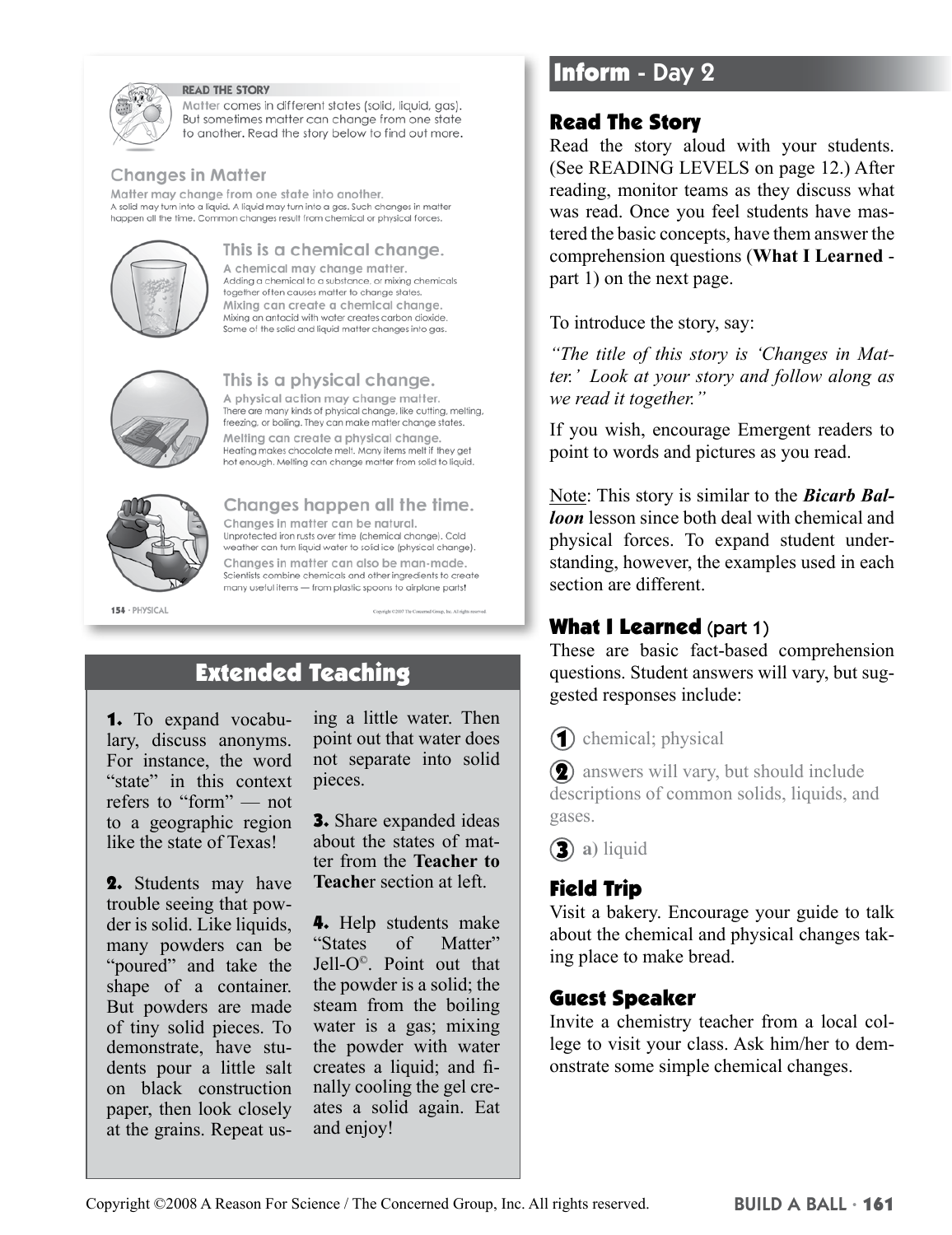## READ THE STORY

Matter comes in different states (solid, liquid, gas). But sometimes matter can change from one state to another. Read the story below to find out more.

### Changes in Matter

**Matter may change from one state into another.**
A solid may turn into a liquid. A liquid may turn into a gas. Such changes in matter happen all the time. Common changes result from chemical or physical forces.

### This is a chemical change.

**A chemical may change matter.**
Adding a chemical to a substance, or mixing chemicals together often causes matter to change states.

**Mixing can create a chemical change.**
Mixing an antacid with water creates carbon dioxide. Some of the solid and liquid matter changes into gas.

### This is a physical change.

**A physical action may change matter.**
There are many kinds of physical change, like cutting, melting, freezing, or boiling. They can make matter change states.

**Melting can create a physical change.**
Heating makes chocolate melt. Many items melt if they get hot enough. Melting can change matter from solid to liquid.

### Changes happen all the time.

**Changes in matter can be natural.**
Unprotected iron rusts over time (chemical change). Cold weather can turn liquid water to solid ice (physical change).

**Changes in matter can also be man-made.**
Scientists combine chemicals and other ingredients to create many useful items — from plastic spoons to airplane parts!

154 · PHYSICAL

Copyright ©2007 The Concerned Group, Inc. All rights reserved.

## Extended Teaching

**1.** To expand vocabulary, discuss anonyms. For instance, the word "state" in this context refers to "form" — not to a geographic region like the state of Texas!

**2.** Students may have trouble seeing that powder is solid. Like liquids, many powders can be "poured" and take the shape of a container. But powders are made of tiny solid pieces. To demonstrate, have students pour a little salt on black construction paper, then look closely at the grains. Repeat using a little water. Then point out that water does not separate into solid pieces.

**3.** Share expanded ideas about the states of matter from the **Teacher to Teacher** section at left.

**4.** Help students make "States of Matter" Jell-O©. Point out that the powder is a solid; the steam from the boiling water is a gas; mixing the powder with water creates a liquid; and finally cooling the gel creates a solid again. Eat and enjoy!

## Inform - Day 2

### Read The Story

Read the story aloud with your students. (See READING LEVELS on page 12.) After reading, monitor teams as they discuss what was read. Once you feel students have mastered the basic concepts, have them answer the comprehension questions (**What I Learned** - part 1) on the next page.

To introduce the story, say:

*"The title of this story is 'Changes in Matter.' Look at your story and follow along as we read it together."*

If you wish, encourage Emergent readers to point to words and pictures as you read.

Note: This story is similar to the ***Bicarb Balloon*** lesson since both deal with chemical and physical forces. To expand student understanding, however, the examples used in each section are different.

### What I Learned (part 1)

These are basic fact-based comprehension questions. Student answers will vary, but suggested responses include:

1. chemical; physical
2. answers will vary, but should include descriptions of common solids, liquids, and gases.
3. **a**) liquid

### Field Trip

Visit a bakery. Encourage your guide to talk about the chemical and physical changes taking place to make bread.

### Guest Speaker

Invite a chemistry teacher from a local college to visit your class. Ask him/her to demonstrate some simple chemical changes.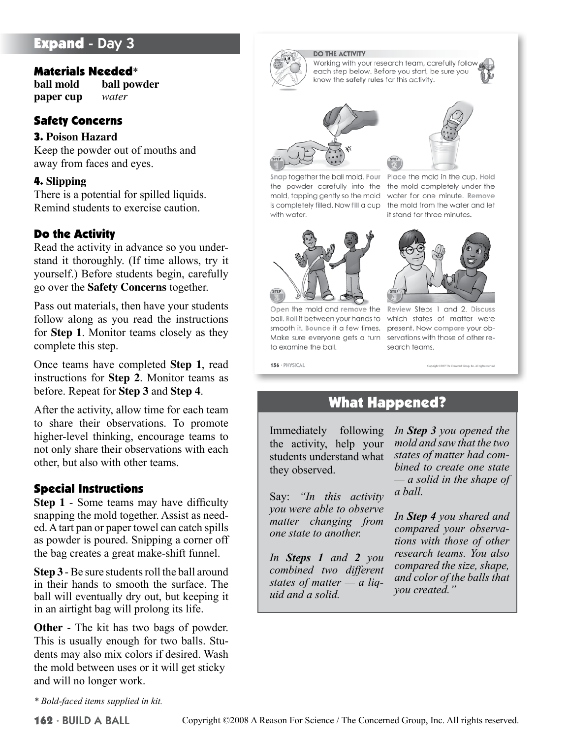## Expand - Day 3

### Materials Needed*

**ball mold** **ball powder**
**paper cup** *water*

### Safety Concerns

**3. Poison Hazard**
Keep the powder out of mouths and away from faces and eyes.

**4. Slipping**
There is a potential for spilled liquids. Remind students to exercise caution.

### Do the Activity

Read the activity in advance so you understand it thoroughly. (If time allows, try it yourself.) Before students begin, carefully go over the **Safety Concerns** together.

Pass out materials, then have your students follow along as you read the instructions for **Step 1**. Monitor teams closely as they complete this step.

Once teams have completed **Step 1**, read instructions for **Step 2**. Monitor teams as before. Repeat for **Step 3** and **Step 4**.

After the activity, allow time for each team to share their observations. To promote higher-level thinking, encourage teams to not only share their observations with each other, but also with other teams.

### Special Instructions

**Step 1** - Some teams may have difficulty snapping the mold together. Assist as needed. A tart pan or paper towel can catch spills as powder is poured. Snipping a corner off the bag creates a great make-shift funnel.

**Step 3** - Be sure students roll the ball around in their hands to smooth the surface. The ball will eventually dry out, but keeping it in an airtight bag will prolong its life.

**Other** - The kit has two bags of powder. This is usually enough for two balls. Students may also mix colors if desired. Wash the mold between uses or it will get sticky and will no longer work.

*\* Bold-faced items supplied in kit.*

**DO THE ACTIVITY**

Working with your research team, carefully follow each step below. Before you start, be sure you know the **safety rules** for this activity.

**Step 1** — **Snap** together the ball mold. **Pour** the powder carefully into the mold, tapping gently so the mold is completely filled. Now **fill** a cup with water.

**Step 2** — **Place** the mold in the cup. **Hold** the mold completely under the water for one minute. **Remove** the mold from the water and let it stand for three minutes.

**Step 3** — **Open** the mold and **remove** the ball. **Roll** it between your hands to smooth it. **Bounce** it a few times. Make sure everyone gets a turn to examine the ball.

**Step 4** — **Review** Steps 1 and 2. **Discuss** which states of matter were present. Now **compare** your observations with those of other research teams.

## What Happened?

Immediately following the activity, help your students understand what they observed.

Say: *"In this activity you were able to observe matter changing from one state to another.*

*In **Steps 1** and **2** you combined two different states of matter — a liquid and a solid.*

*In **Step 3** you opened the mold and saw that the two states of matter had combined to create one state — a solid in the shape of a ball.*

*In **Step 4** you shared and compared your observations with those of other research teams. You also compared the size, shape, and color of the balls that you created."*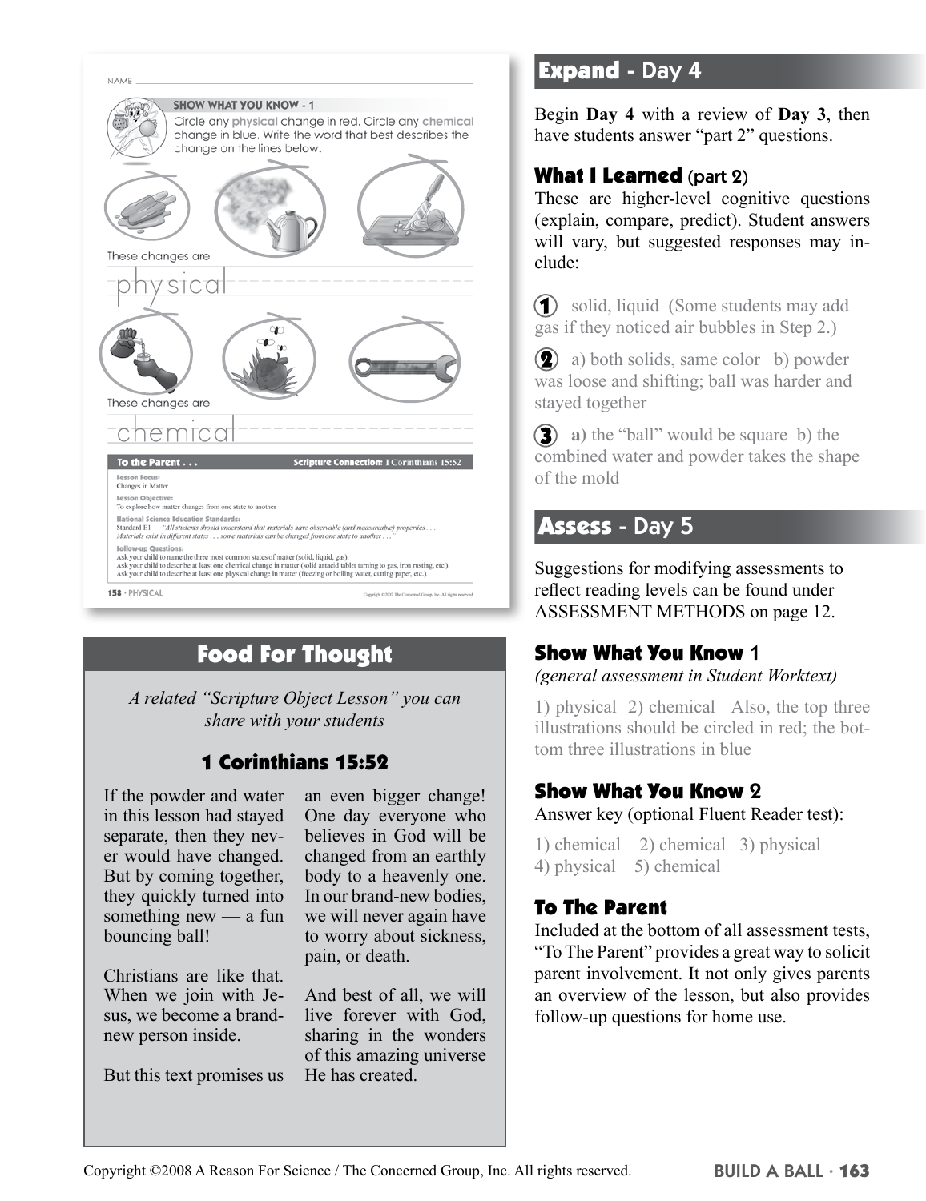NAME

**SHOW WHAT YOU KNOW - 1**

Circle any physical change in red. Circle any chemical change in blue. Write the word that best describes the change on the lines below.

These changes are

physical

These changes are

chemical

**To the Parent . . .** **Scripture Connection: 1 Corinthians 15:52**

**Lesson Focus:**
Changes in Matter

**Lesson Objective:**
To explore how matter changes from one state to another

**National Science Education Standards:**
Standard B1 — *"All students should understand that materials have observable (and measureable) properties . . . Materials exist in different states . . . some materials can be changed from one state to another . . ."*

**Follow-up Questions:**
Ask your child to name the three most common states of matter (solid, liquid, gas).
Ask your child to describe at least one chemical change in matter (solid antacid tablet turning to gas, iron rusting, etc.).
Ask your child to describe at least one physical change in matter (freezing or boiling water, cutting paper, etc.).

158 · PHYSICAL

## Food For Thought

*A related "Scripture Object Lesson" you can share with your students*

### 1 Corinthians 15:52

If the powder and water in this lesson had stayed separate, then they never would have changed. But by coming together, they quickly turned into something new — a fun bouncing ball!

Christians are like that. When we join with Jesus, we become a brand-new person inside.

But this text promises us an even bigger change! One day everyone who believes in God will be changed from an earthly body to a heavenly one. In our brand-new bodies, we will never again have to worry about sickness, pain, or death.

And best of all, we will live forever with God, sharing in the wonders of this amazing universe He has created.

## Expand - Day 4

Begin **Day 4** with a review of **Day 3**, then have students answer "part 2" questions.

### What I Learned (part 2)

These are higher-level cognitive questions (explain, compare, predict). Student answers will vary, but suggested responses may include:

1. solid, liquid (Some students may add gas if they noticed air bubbles in Step 2.)
2. a) both solids, same color b) powder was loose and shifting; ball was harder and stayed together
3. **a)** the "ball" would be square b) the combined water and powder takes the shape of the mold

## Assess - Day 5

Suggestions for modifying assessments to reflect reading levels can be found under ASSESSMENT METHODS on page 12.

### Show What You Know 1

*(general assessment in Student Worktext)*

1) physical 2) chemical Also, the top three illustrations should be circled in red; the bottom three illustrations in blue

### Show What You Know 2

Answer key (optional Fluent Reader test):

1) chemical 2) chemical 3) physical
4) physical 5) chemical

### To The Parent

Included at the bottom of all assessment tests, "To The Parent" provides a great way to solicit parent involvement. It not only gives parents an overview of the lesson, but also provides follow-up questions for home use.

Copyright ©2008 A Reason For Science / The Concerned Group, Inc. All rights reserved.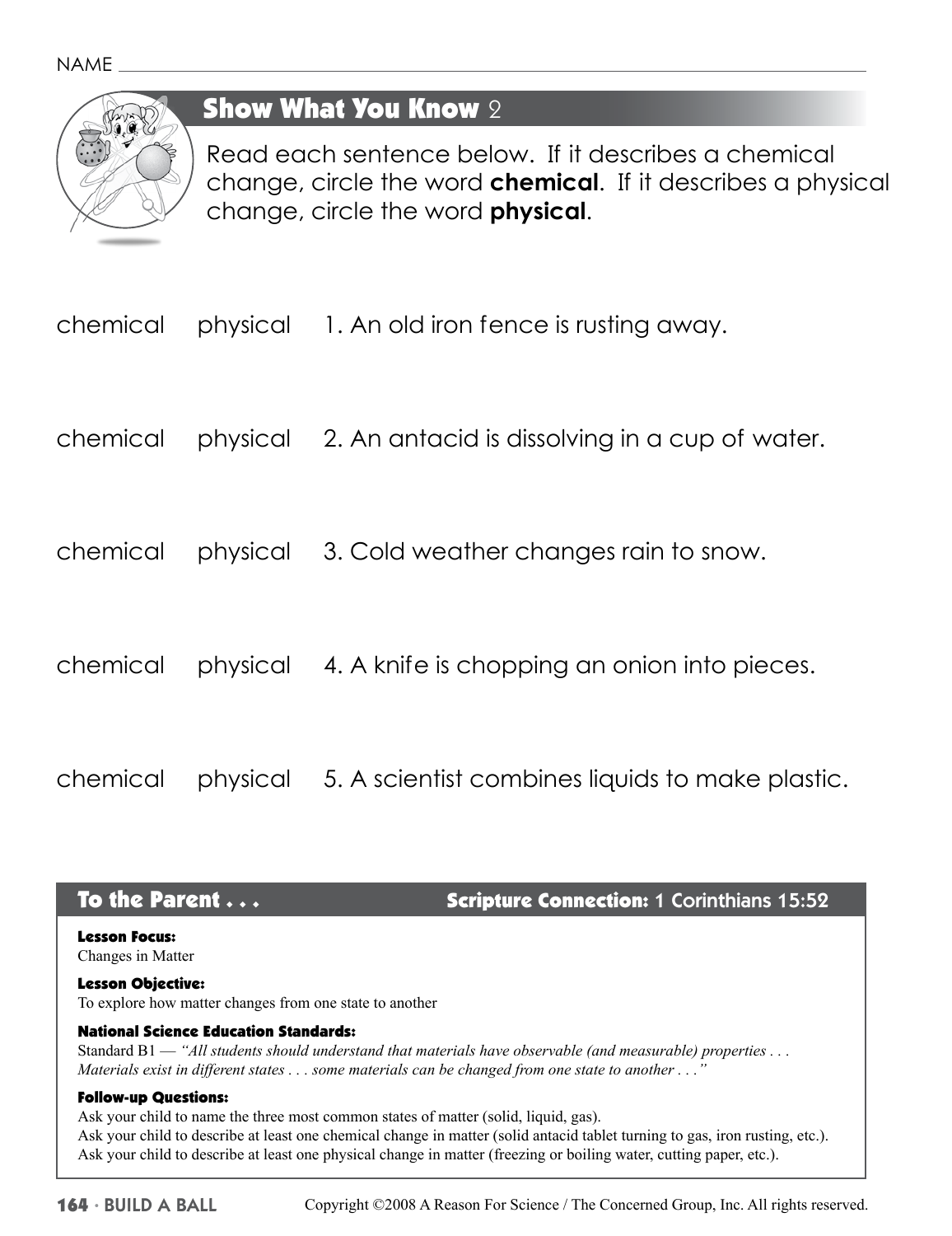NAME ____________________________________________

## Show What You Know 2

Read each sentence below. If it describes a chemical change, circle the word **chemical**. If it describes a physical change, circle the word **physical**.

chemical physical 1. An old iron fence is rusting away.

chemical physical 2. An antacid is dissolving in a cup of water.

chemical physical 3. Cold weather changes rain to snow.

chemical physical 4. A knife is chopping an onion into pieces.

chemical physical 5. A scientist combines liquids to make plastic.

### To the Parent . . .

**Scripture Connection:** 1 Corinthians 15:52

**Lesson Focus:**
Changes in Matter

**Lesson Objective:**
To explore how matter changes from one state to another

**National Science Education Standards:**
Standard B1 — *"All students should understand that materials have observable (and measurable) properties . . . Materials exist in different states . . . some materials can be changed from one state to another . . ."*

**Follow-up Questions:**
Ask your child to name the three most common states of matter (solid, liquid, gas).
Ask your child to describe at least one chemical change in matter (solid antacid tablet turning to gas, iron rusting, etc.).
Ask your child to describe at least one physical change in matter (freezing or boiling water, cutting paper, etc.).

**164 · BUILD A BALL** Copyright ©2008 A Reason For Science / The Concerned Group, Inc. All rights reserved.